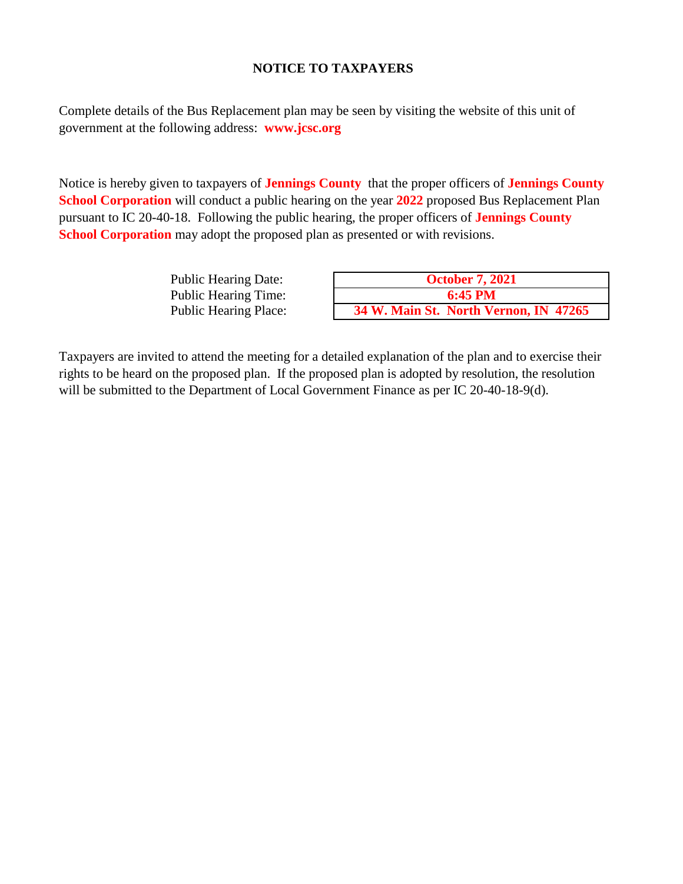# NOTICE TO TAXPAYERS

Complete details of the Bus Replacement plan may be seen by visiting the website of this unit of government at the following address: **www.jcsc.org**

Notice is hereby given to taxpayers of **Jennings County** that the proper officers of **Jennings County School Corporation** will conduct a public hearing on the year **2022** proposed Bus Replacement Plan pursuant to IC 20-40-18. Following the public hearing, the proper officers of **Jennings County School Corporation** may adopt the proposed plan as presented or with revisions.

| | |
|---|---|
| Public Hearing Date: | **October 7, 2021** |
| Public Hearing Time: | **6:45 PM** |
| Public Hearing Place: | **34 W. Main St. North Vernon, IN 47265** |

Taxpayers are invited to attend the meeting for a detailed explanation of the plan and to exercise their rights to be heard on the proposed plan. If the proposed plan is adopted by resolution, the resolution will be submitted to the Department of Local Government Finance as per IC 20-40-18-9(d).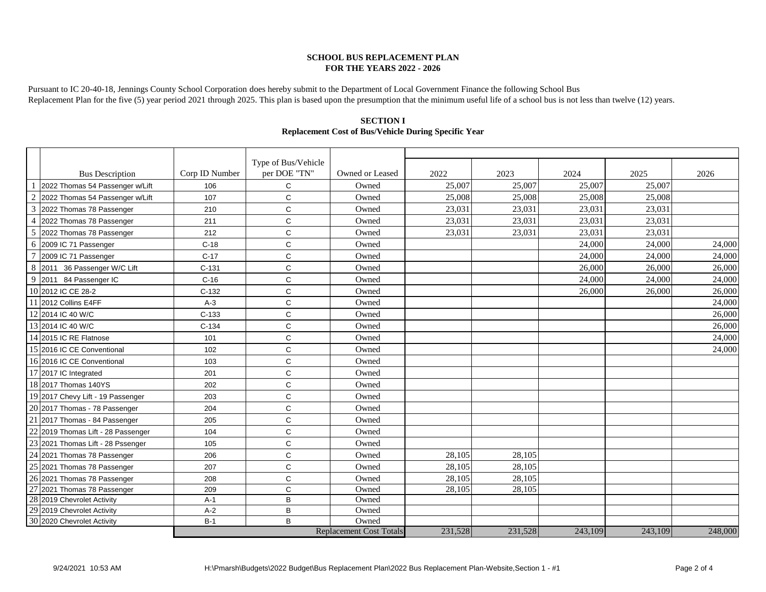**SCHOOL BUS REPLACEMENT PLAN**
**FOR THE YEARS 2022 - 2026**

Pursuant to IC 20-40-18, Jennings County School Corporation does hereby submit to the Department of Local Government Finance the following School Bus Replacement Plan for the five (5) year period 2021 through 2025. This plan is based upon the presumption that the minimum useful life of a school bus is not less than twelve (12) years.

**SECTION I**
**Replacement Cost of Bus/Vehicle During Specific Year**

| | Bus Description | Corp ID Number | Type of Bus/Vehicle per DOE "TN" | Owned or Leased | 2022 | 2023 | 2024 | 2025 | 2026 |
|---|---|---|---|---|---|---|---|---|---|
| 1 | 2022 Thomas 54 Passenger w/Lift | 106 | C | Owned | 25,007 | 25,007 | 25,007 | 25,007 | |
| 2 | 2022 Thomas 54 Passenger w/Lift | 107 | C | Owned | 25,008 | 25,008 | 25,008 | 25,008 | |
| 3 | 2022 Thomas 78 Passenger | 210 | C | Owned | 23,031 | 23,031 | 23,031 | 23,031 | |
| 4 | 2022 Thomas 78 Passenger | 211 | C | Owned | 23,031 | 23,031 | 23,031 | 23,031 | |
| 5 | 2022 Thomas 78 Passenger | 212 | C | Owned | 23,031 | 23,031 | 23,031 | 23,031 | |
| 6 | 2009 IC 71 Passenger | C-18 | C | Owned | | | 24,000 | 24,000 | 24,000 |
| 7 | 2009 IC 71 Passenger | C-17 | C | Owned | | | 24,000 | 24,000 | 24,000 |
| 8 | 2011 36 Passenger W/C Lift | C-131 | C | Owned | | | 26,000 | 26,000 | 26,000 |
| 9 | 2011 84 Passenger IC | C-16 | C | Owned | | | 24,000 | 24,000 | 24,000 |
| 10 | 2012 IC CE 28-2 | C-132 | C | Owned | | | 26,000 | 26,000 | 26,000 |
| 11 | 2012 Collins E4FF | A-3 | C | Owned | | | | | 24,000 |
| 12 | 2014 IC 40 W/C | C-133 | C | Owned | | | | | 26,000 |
| 13 | 2014 IC 40 W/C | C-134 | C | Owned | | | | | 26,000 |
| 14 | 2015 IC RE Flatnose | 101 | C | Owned | | | | | 24,000 |
| 15 | 2016 IC CE Conventional | 102 | C | Owned | | | | | 24,000 |
| 16 | 2016 IC CE Conventional | 103 | C | Owned | | | | | |
| 17 | 2017 IC Integrated | 201 | C | Owned | | | | | |
| 18 | 2017 Thomas 140YS | 202 | C | Owned | | | | | |
| 19 | 2017 Chevy Lift - 19 Passenger | 203 | C | Owned | | | | | |
| 20 | 2017 Thomas - 78 Passenger | 204 | C | Owned | | | | | |
| 21 | 2017 Thomas - 84 Passenger | 205 | C | Owned | | | | | |
| 22 | 2019 Thomas Lift - 28 Passenger | 104 | C | Owned | | | | | |
| 23 | 2021 Thomas Lift - 28 Pssenger | 105 | C | Owned | | | | | |
| 24 | 2021 Thomas 78 Passenger | 206 | C | Owned | 28,105 | 28,105 | | | |
| 25 | 2021 Thomas 78 Passenger | 207 | C | Owned | 28,105 | 28,105 | | | |
| 26 | 2021 Thomas 78 Passenger | 208 | C | Owned | 28,105 | 28,105 | | | |
| 27 | 2021 Thomas 78 Passenger | 209 | C | Owned | 28,105 | 28,105 | | | |
| 28 | 2019 Chevrolet Activity | A-1 | B | Owned | | | | | |
| 29 | 2019 Chevrolet Activity | A-2 | B | Owned | | | | | |
| 30 | 2020 Chevrolet Activity | B-1 | B | Owned | | | | | |
| | | | | Replacement Cost Totals | 231,528 | 231,528 | 243,109 | 243,109 | 248,000 |

9/24/2021 10:53 AM H:\Pmarsh\Budgets\2022 Budget\Bus Replacement Plan\2022 Bus Replacement Plan-Website,Section 1 - #1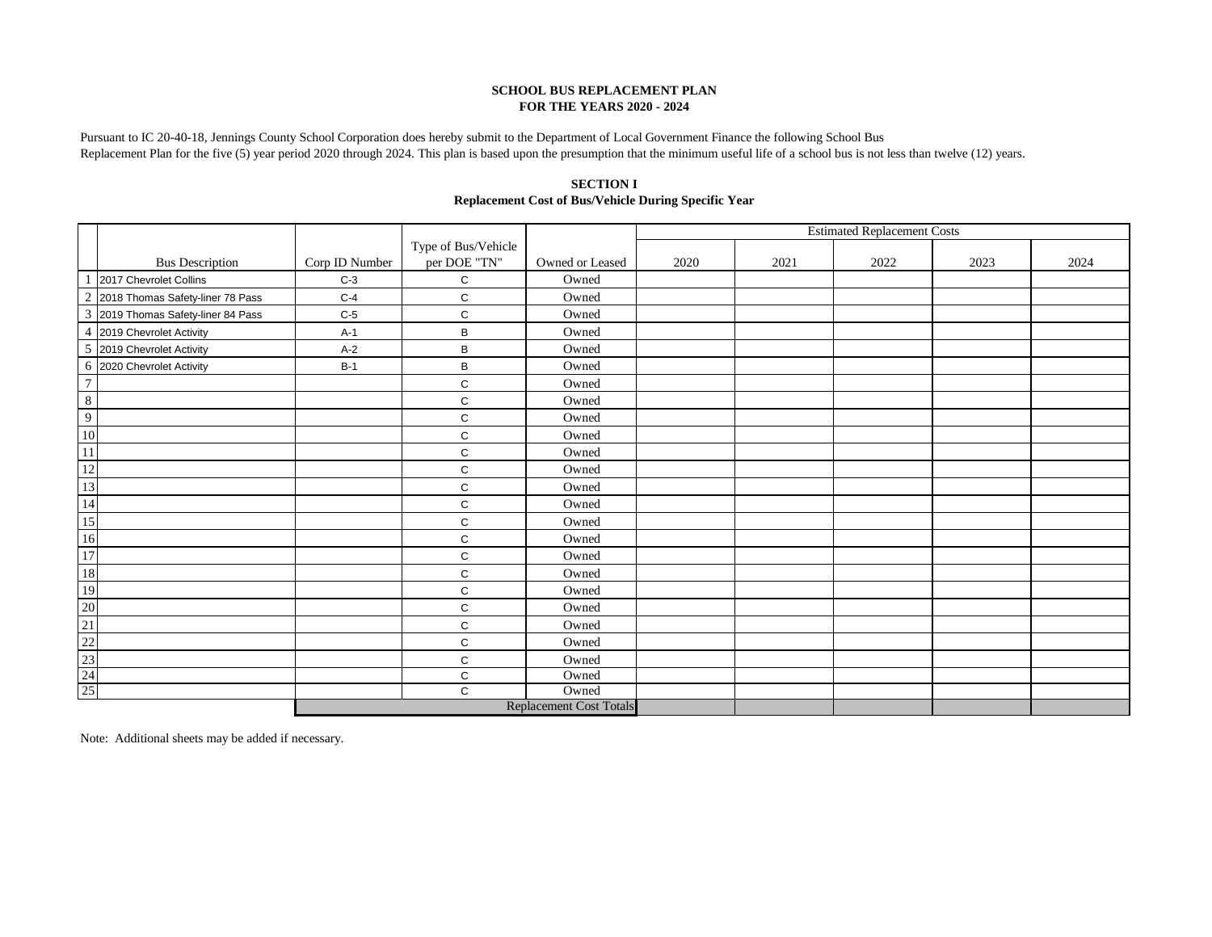**SCHOOL BUS REPLACEMENT PLAN**
**FOR THE YEARS 2020 - 2024**

Pursuant to IC 20-40-18, Jennings County School Corporation does hereby submit to the Department of Local Government Finance the following School Bus Replacement Plan for the five (5) year period 2020 through 2024. This plan is based upon the presumption that the minimum useful life of a school bus is not less than twelve (12) years.

**SECTION I**
**Replacement Cost of Bus/Vehicle During Specific Year**

| | Bus Description | Corp ID Number | Type of Bus/Vehicle per DOE "TN" | Owned or Leased | Estimated Replacement Costs | | | | |
|---|---|---|---|---|---|---|---|---|---|
| | | | | | 2020 | 2021 | 2022 | 2023 | 2024 |
| 1 | 2017 Chevrolet Collins | C-3 | C | Owned | | | | | |
| 2 | 2018 Thomas Safety-liner 78 Pass | C-4 | C | Owned | | | | | |
| 3 | 2019 Thomas Safety-liner 84 Pass | C-5 | C | Owned | | | | | |
| 4 | 2019 Chevrolet Activity | A-1 | B | Owned | | | | | |
| 5 | 2019 Chevrolet Activity | A-2 | B | Owned | | | | | |
| 6 | 2020 Chevrolet Activity | B-1 | B | Owned | | | | | |
| 7 | | | C | Owned | | | | | |
| 8 | | | C | Owned | | | | | |
| 9 | | | C | Owned | | | | | |
| 10 | | | C | Owned | | | | | |
| 11 | | | C | Owned | | | | | |
| 12 | | | C | Owned | | | | | |
| 13 | | | C | Owned | | | | | |
| 14 | | | C | Owned | | | | | |
| 15 | | | C | Owned | | | | | |
| 16 | | | C | Owned | | | | | |
| 17 | | | C | Owned | | | | | |
| 18 | | | C | Owned | | | | | |
| 19 | | | C | Owned | | | | | |
| 20 | | | C | Owned | | | | | |
| 21 | | | C | Owned | | | | | |
| 22 | | | C | Owned | | | | | |
| 23 | | | C | Owned | | | | | |
| 24 | | | C | Owned | | | | | |
| 25 | | | C | Owned | | | | | |
| | | | | Replacement Cost Totals | | | | | |

Note: Additional sheets may be added if necessary.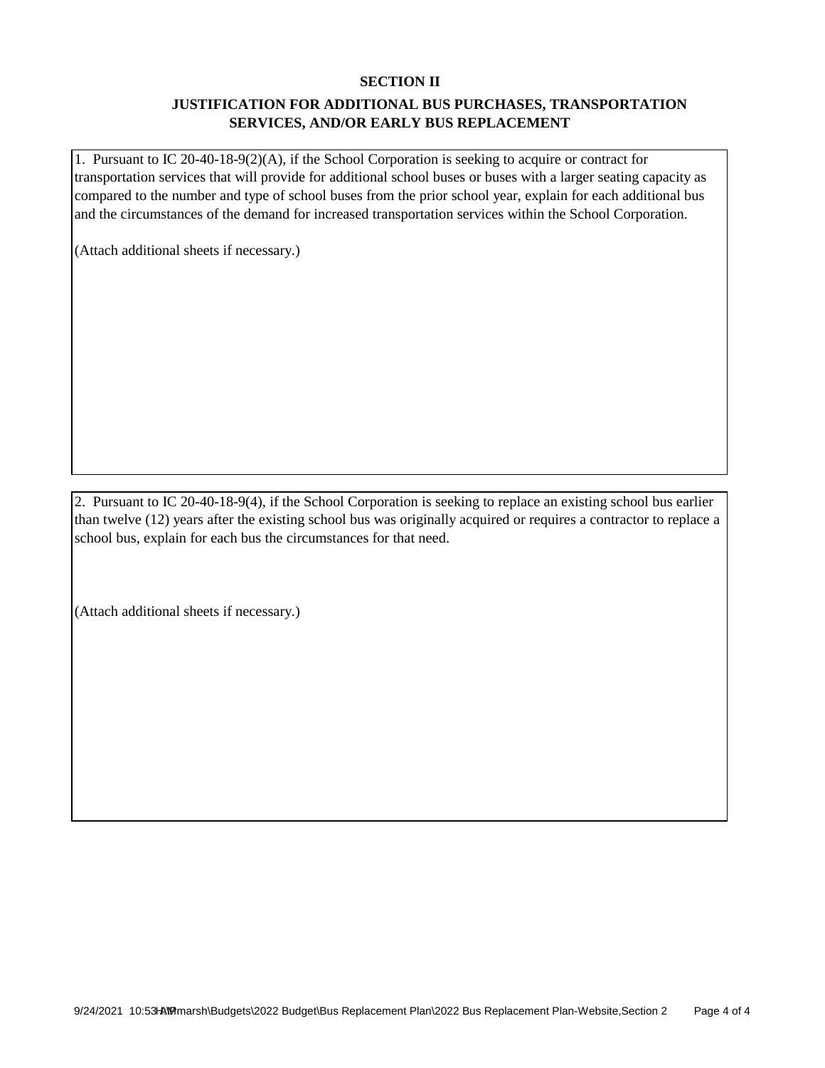## SECTION II

### JUSTIFICATION FOR ADDITIONAL BUS PURCHASES, TRANSPORTATION SERVICES, AND/OR EARLY BUS REPLACEMENT

1. Pursuant to IC 20-40-18-9(2)(A), if the School Corporation is seeking to acquire or contract for transportation services that will provide for additional school buses or buses with a larger seating capacity as compared to the number and type of school buses from the prior school year, explain for each additional bus and the circumstances of the demand for increased transportation services within the School Corporation.

(Attach additional sheets if necessary.)

2. Pursuant to IC 20-40-18-9(4), if the School Corporation is seeking to replace an existing school bus earlier than twelve (12) years after the existing school bus was originally acquired or requires a contractor to replace a school bus, explain for each bus the circumstances for that need.

(Attach additional sheets if necessary.)